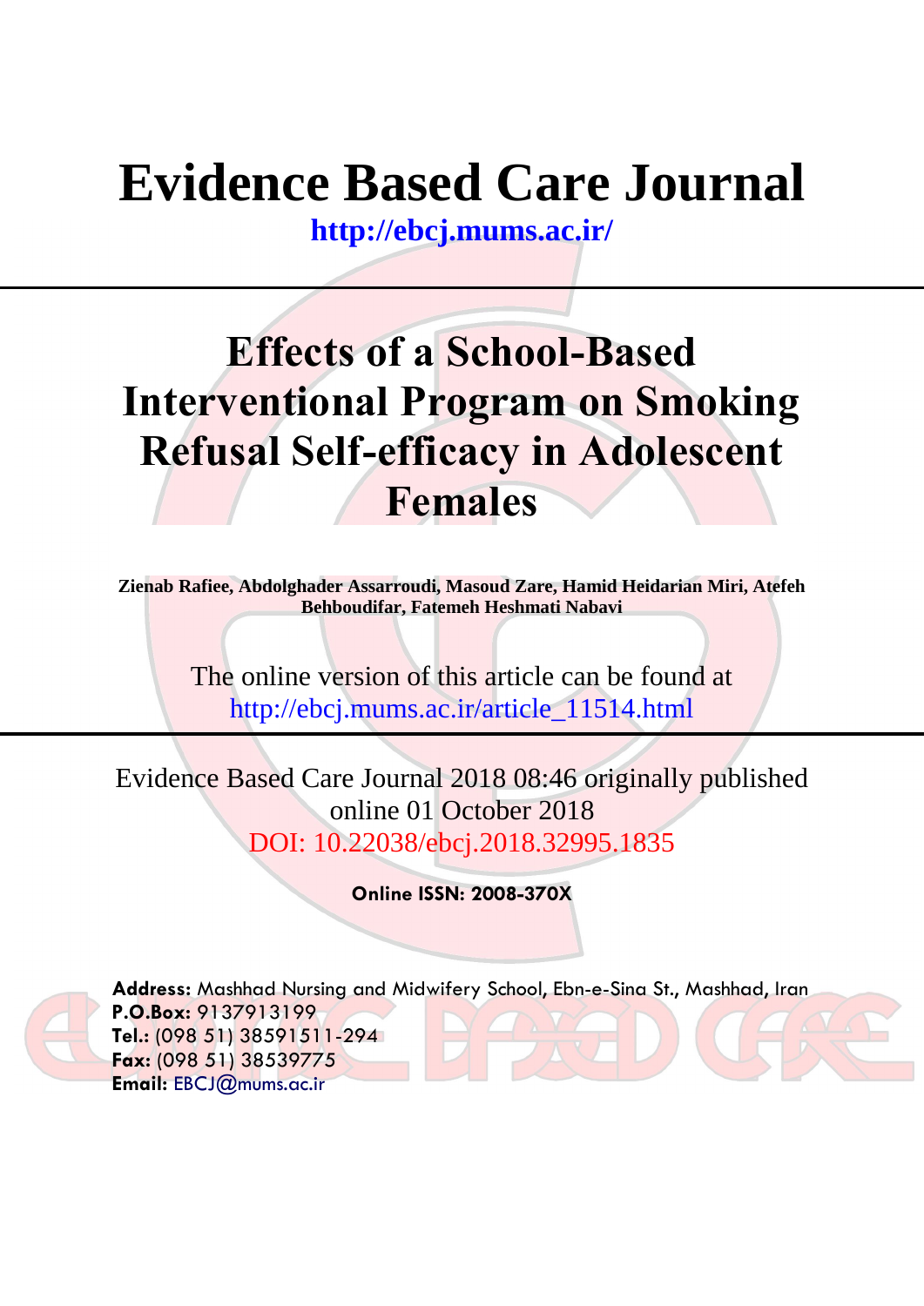# Evidence Based Care Journal

**http://ebcj.mums.ac.ir/**

---

## Effects of a School-Based Interventional Program on Smoking Refusal Self-efficacy in Adolescent Females

**Zienab Rafiee, Abdolghader Assarroudi, Masoud Zare, Hamid Heidarian Miri, Atefeh Behboudifar, Fatemeh Heshmati Nabavi**

The online version of this article can be found at
http://ebcj.mums.ac.ir/article_11514.html

---

Evidence Based Care Journal 2018 08:46 originally published online 01 October 2018
DOI: 10.22038/ebcj.2018.32995.1835

**Online ISSN: 2008-370X**

**Address:** Mashhad Nursing and Midwifery School, Ebn-e-Sina St., Mashhad, Iran
**P.O.Box:** 9137913199
**Tel.:** (098 51) 38591511-294
**Fax:** (098 51) 38539775
**Email:** EBCJ@mums.ac.ir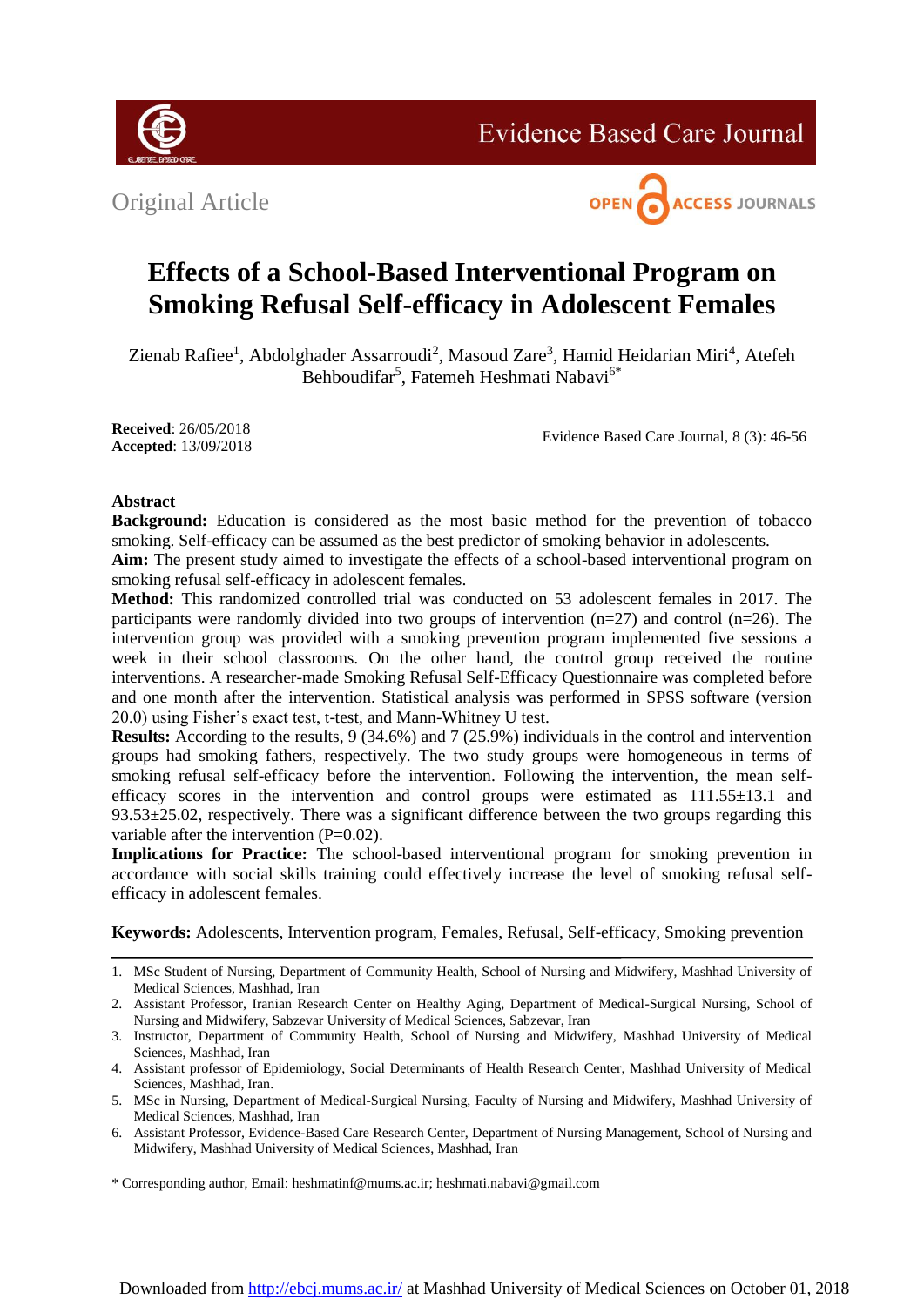Original Article

# Effects of a School-Based Interventional Program on Smoking Refusal Self-efficacy in Adolescent Females

Zienab Rafiee[1], Abdolghader Assarroudi[2], Masoud Zare[3], Hamid Heidarian Miri[4], Atefeh Behboudifar[5], Fatemeh Heshmati Nabavi[6*]

**Received**: 26/05/2018
**Accepted**: 13/09/2018

## Abstract

**Background:** Education is considered as the most basic method for the prevention of tobacco smoking. Self-efficacy can be assumed as the best predictor of smoking behavior in adolescents.

**Aim:** The present study aimed to investigate the effects of a school-based interventional program on smoking refusal self-efficacy in adolescent females.

**Method:** This randomized controlled trial was conducted on 53 adolescent females in 2017. The participants were randomly divided into two groups of intervention (n=27) and control (n=26). The intervention group was provided with a smoking prevention program implemented five sessions a week in their school classrooms. On the other hand, the control group received the routine interventions. A researcher-made Smoking Refusal Self-Efficacy Questionnaire was completed before and one month after the intervention. Statistical analysis was performed in SPSS software (version 20.0) using Fisher's exact test, t-test, and Mann-Whitney U test.

**Results:** According to the results, 9 (34.6%) and 7 (25.9%) individuals in the control and intervention groups had smoking fathers, respectively. The two study groups were homogeneous in terms of smoking refusal self-efficacy before the intervention. Following the intervention, the mean self-efficacy scores in the intervention and control groups were estimated as 111.55±13.1 and 93.53±25.02, respectively. There was a significant difference between the two groups regarding this variable after the intervention (P=0.02).

**Implications for Practice:** The school-based interventional program for smoking prevention in accordance with social skills training could effectively increase the level of smoking refusal self-efficacy in adolescent females.

**Keywords:** Adolescents, Intervention program, Females, Refusal, Self-efficacy, Smoking prevention

---

1. MSc Student of Nursing, Department of Community Health, School of Nursing and Midwifery, Mashhad University of Medical Sciences, Mashhad, Iran
2. Assistant Professor, Iranian Research Center on Healthy Aging, Department of Medical-Surgical Nursing, School of Nursing and Midwifery, Sabzevar University of Medical Sciences, Sabzevar, Iran
3. Instructor, Department of Community Health, School of Nursing and Midwifery, Mashhad University of Medical Sciences, Mashhad, Iran
4. Assistant professor of Epidemiology, Social Determinants of Health Research Center, Mashhad University of Medical Sciences, Mashhad, Iran.
5. MSc in Nursing, Department of Medical-Surgical Nursing, Faculty of Nursing and Midwifery, Mashhad University of Medical Sciences, Mashhad, Iran
6. Assistant Professor, Evidence-Based Care Research Center, Department of Nursing Management, School of Nursing and Midwifery, Mashhad University of Medical Sciences, Mashhad, Iran

\* Corresponding author, Email: heshmatinf@mums.ac.ir; heshmati.nabavi@gmail.com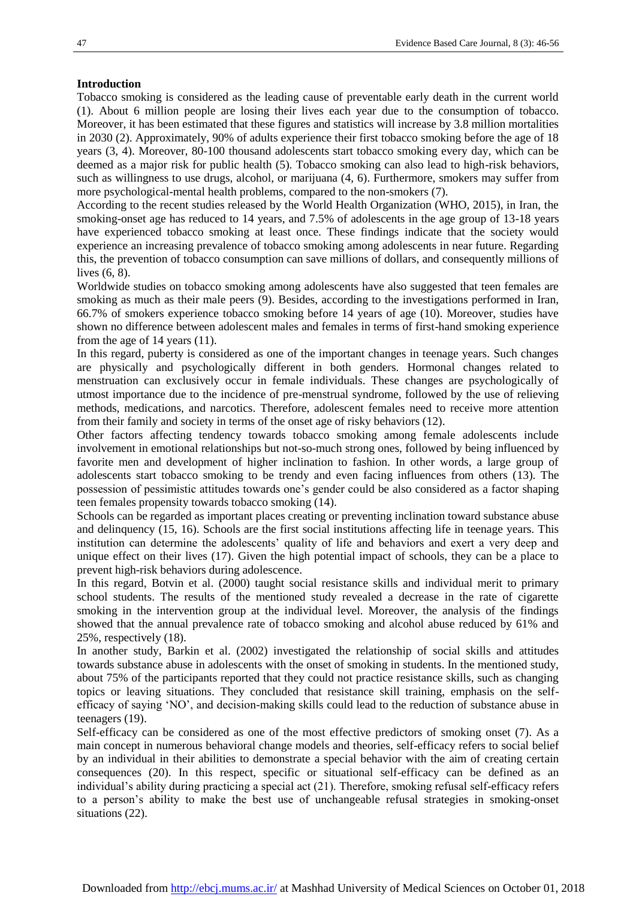**Introduction**

Tobacco smoking is considered as the leading cause of preventable early death in the current world (1). About 6 million people are losing their lives each year due to the consumption of tobacco. Moreover, it has been estimated that these figures and statistics will increase by 3.8 million mortalities in 2030 (2). Approximately, 90% of adults experience their first tobacco smoking before the age of 18 years (3, 4). Moreover, 80-100 thousand adolescents start tobacco smoking every day, which can be deemed as a major risk for public health (5). Tobacco smoking can also lead to high-risk behaviors, such as willingness to use drugs, alcohol, or marijuana (4, 6). Furthermore, smokers may suffer from more psychological-mental health problems, compared to the non-smokers (7).

According to the recent studies released by the World Health Organization (WHO, 2015), in Iran, the smoking-onset age has reduced to 14 years, and 7.5% of adolescents in the age group of 13-18 years have experienced tobacco smoking at least once. These findings indicate that the society would experience an increasing prevalence of tobacco smoking among adolescents in near future. Regarding this, the prevention of tobacco consumption can save millions of dollars, and consequently millions of lives (6, 8).

Worldwide studies on tobacco smoking among adolescents have also suggested that teen females are smoking as much as their male peers (9). Besides, according to the investigations performed in Iran, 66.7% of smokers experience tobacco smoking before 14 years of age (10). Moreover, studies have shown no difference between adolescent males and females in terms of first-hand smoking experience from the age of 14 years (11).

In this regard, puberty is considered as one of the important changes in teenage years. Such changes are physically and psychologically different in both genders. Hormonal changes related to menstruation can exclusively occur in female individuals. These changes are psychologically of utmost importance due to the incidence of pre-menstrual syndrome, followed by the use of relieving methods, medications, and narcotics. Therefore, adolescent females need to receive more attention from their family and society in terms of the onset age of risky behaviors (12).

Other factors affecting tendency towards tobacco smoking among female adolescents include involvement in emotional relationships but not-so-much strong ones, followed by being influenced by favorite men and development of higher inclination to fashion. In other words, a large group of adolescents start tobacco smoking to be trendy and even facing influences from others (13). The possession of pessimistic attitudes towards one's gender could be also considered as a factor shaping teen females propensity towards tobacco smoking (14).

Schools can be regarded as important places creating or preventing inclination toward substance abuse and delinquency (15, 16). Schools are the first social institutions affecting life in teenage years. This institution can determine the adolescents' quality of life and behaviors and exert a very deep and unique effect on their lives (17). Given the high potential impact of schools, they can be a place to prevent high-risk behaviors during adolescence.

In this regard, Botvin et al. (2000) taught social resistance skills and individual merit to primary school students. The results of the mentioned study revealed a decrease in the rate of cigarette smoking in the intervention group at the individual level. Moreover, the analysis of the findings showed that the annual prevalence rate of tobacco smoking and alcohol abuse reduced by 61% and 25%, respectively (18).

In another study, Barkin et al. (2002) investigated the relationship of social skills and attitudes towards substance abuse in adolescents with the onset of smoking in students. In the mentioned study, about 75% of the participants reported that they could not practice resistance skills, such as changing topics or leaving situations. They concluded that resistance skill training, emphasis on the self-efficacy of saying 'NO', and decision-making skills could lead to the reduction of substance abuse in teenagers (19).

Self-efficacy can be considered as one of the most effective predictors of smoking onset (7). As a main concept in numerous behavioral change models and theories, self-efficacy refers to social belief by an individual in their abilities to demonstrate a special behavior with the aim of creating certain consequences (20). In this respect, specific or situational self-efficacy can be defined as an individual's ability during practicing a special act (21). Therefore, smoking refusal self-efficacy refers to a person's ability to make the best use of unchangeable refusal strategies in smoking-onset situations (22).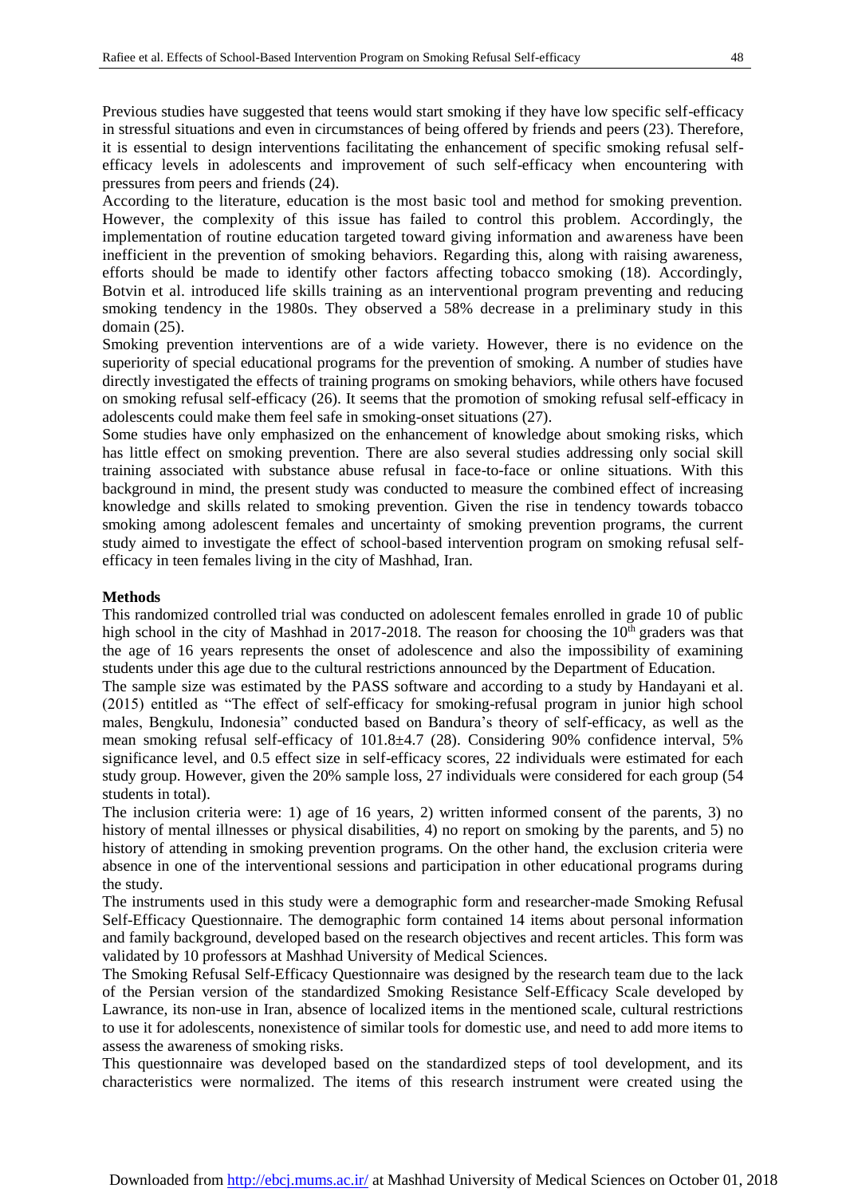Previous studies have suggested that teens would start smoking if they have low specific self-efficacy in stressful situations and even in circumstances of being offered by friends and peers (23). Therefore, it is essential to design interventions facilitating the enhancement of specific smoking refusal self-efficacy levels in adolescents and improvement of such self-efficacy when encountering with pressures from peers and friends (24).

According to the literature, education is the most basic tool and method for smoking prevention. However, the complexity of this issue has failed to control this problem. Accordingly, the implementation of routine education targeted toward giving information and awareness have been inefficient in the prevention of smoking behaviors. Regarding this, along with raising awareness, efforts should be made to identify other factors affecting tobacco smoking (18). Accordingly, Botvin et al. introduced life skills training as an interventional program preventing and reducing smoking tendency in the 1980s. They observed a 58% decrease in a preliminary study in this domain (25).

Smoking prevention interventions are of a wide variety. However, there is no evidence on the superiority of special educational programs for the prevention of smoking. A number of studies have directly investigated the effects of training programs on smoking behaviors, while others have focused on smoking refusal self-efficacy (26). It seems that the promotion of smoking refusal self-efficacy in adolescents could make them feel safe in smoking-onset situations (27).

Some studies have only emphasized on the enhancement of knowledge about smoking risks, which has little effect on smoking prevention. There are also several studies addressing only social skill training associated with substance abuse refusal in face-to-face or online situations. With this background in mind, the present study was conducted to measure the combined effect of increasing knowledge and skills related to smoking prevention. Given the rise in tendency towards tobacco smoking among adolescent females and uncertainty of smoking prevention programs, the current study aimed to investigate the effect of school-based intervention program on smoking refusal self-efficacy in teen females living in the city of Mashhad, Iran.

**Methods**

This randomized controlled trial was conducted on adolescent females enrolled in grade 10 of public high school in the city of Mashhad in 2017-2018. The reason for choosing the 10$^{th}$ graders was that the age of 16 years represents the onset of adolescence and also the impossibility of examining students under this age due to the cultural restrictions announced by the Department of Education.

The sample size was estimated by the PASS software and according to a study by Handayani et al. (2015) entitled as "The effect of self-efficacy for smoking-refusal program in junior high school males, Bengkulu, Indonesia" conducted based on Bandura's theory of self-efficacy, as well as the mean smoking refusal self-efficacy of 101.8±4.7 (28). Considering 90% confidence interval, 5% significance level, and 0.5 effect size in self-efficacy scores, 22 individuals were estimated for each study group. However, given the 20% sample loss, 27 individuals were considered for each group (54 students in total).

The inclusion criteria were: 1) age of 16 years, 2) written informed consent of the parents, 3) no history of mental illnesses or physical disabilities, 4) no report on smoking by the parents, and 5) no history of attending in smoking prevention programs. On the other hand, the exclusion criteria were absence in one of the interventional sessions and participation in other educational programs during the study.

The instruments used in this study were a demographic form and researcher-made Smoking Refusal Self-Efficacy Questionnaire. The demographic form contained 14 items about personal information and family background, developed based on the research objectives and recent articles. This form was validated by 10 professors at Mashhad University of Medical Sciences.

The Smoking Refusal Self-Efficacy Questionnaire was designed by the research team due to the lack of the Persian version of the standardized Smoking Resistance Self-Efficacy Scale developed by Lawrance, its non-use in Iran, absence of localized items in the mentioned scale, cultural restrictions to use it for adolescents, nonexistence of similar tools for domestic use, and need to add more items to assess the awareness of smoking risks.

This questionnaire was developed based on the standardized steps of tool development, and its characteristics were normalized. The items of this research instrument were created using the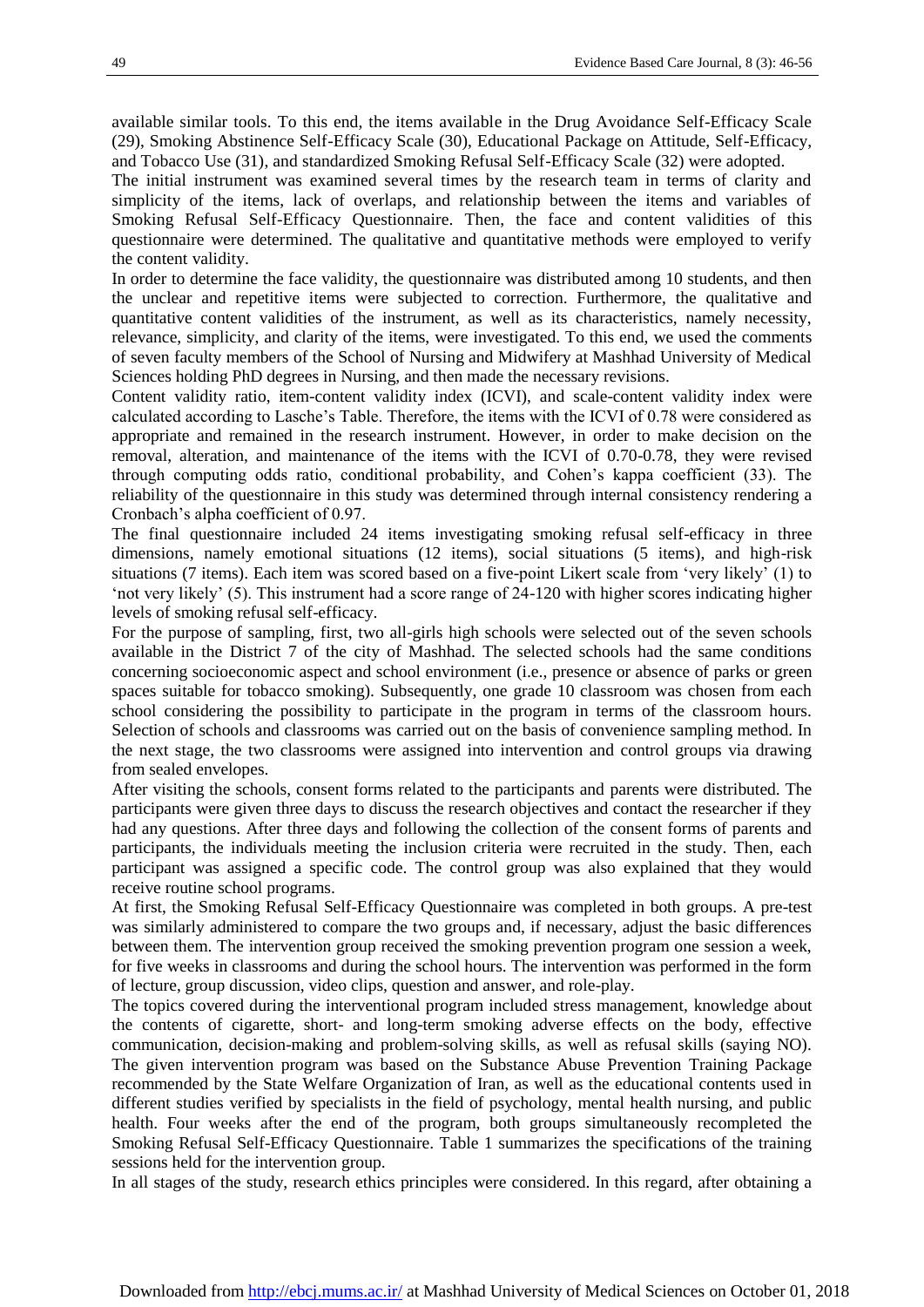available similar tools. To this end, the items available in the Drug Avoidance Self-Efficacy Scale (29), Smoking Abstinence Self-Efficacy Scale (30), Educational Package on Attitude, Self-Efficacy, and Tobacco Use (31), and standardized Smoking Refusal Self-Efficacy Scale (32) were adopted.

The initial instrument was examined several times by the research team in terms of clarity and simplicity of the items, lack of overlaps, and relationship between the items and variables of Smoking Refusal Self-Efficacy Questionnaire. Then, the face and content validities of this questionnaire were determined. The qualitative and quantitative methods were employed to verify the content validity.

In order to determine the face validity, the questionnaire was distributed among 10 students, and then the unclear and repetitive items were subjected to correction. Furthermore, the qualitative and quantitative content validities of the instrument, as well as its characteristics, namely necessity, relevance, simplicity, and clarity of the items, were investigated. To this end, we used the comments of seven faculty members of the School of Nursing and Midwifery at Mashhad University of Medical Sciences holding PhD degrees in Nursing, and then made the necessary revisions.

Content validity ratio, item-content validity index (ICVI), and scale-content validity index were calculated according to Lasche's Table. Therefore, the items with the ICVI of 0.78 were considered as appropriate and remained in the research instrument. However, in order to make decision on the removal, alteration, and maintenance of the items with the ICVI of 0.70-0.78, they were revised through computing odds ratio, conditional probability, and Cohen's kappa coefficient (33). The reliability of the questionnaire in this study was determined through internal consistency rendering a Cronbach's alpha coefficient of 0.97.

The final questionnaire included 24 items investigating smoking refusal self-efficacy in three dimensions, namely emotional situations (12 items), social situations (5 items), and high-risk situations (7 items). Each item was scored based on a five-point Likert scale from 'very likely' (1) to 'not very likely' (5). This instrument had a score range of 24-120 with higher scores indicating higher levels of smoking refusal self-efficacy.

For the purpose of sampling, first, two all-girls high schools were selected out of the seven schools available in the District 7 of the city of Mashhad. The selected schools had the same conditions concerning socioeconomic aspect and school environment (i.e., presence or absence of parks or green spaces suitable for tobacco smoking). Subsequently, one grade 10 classroom was chosen from each school considering the possibility to participate in the program in terms of the classroom hours. Selection of schools and classrooms was carried out on the basis of convenience sampling method. In the next stage, the two classrooms were assigned into intervention and control groups via drawing from sealed envelopes.

After visiting the schools, consent forms related to the participants and parents were distributed. The participants were given three days to discuss the research objectives and contact the researcher if they had any questions. After three days and following the collection of the consent forms of parents and participants, the individuals meeting the inclusion criteria were recruited in the study. Then, each participant was assigned a specific code. The control group was also explained that they would receive routine school programs.

At first, the Smoking Refusal Self-Efficacy Questionnaire was completed in both groups. A pre-test was similarly administered to compare the two groups and, if necessary, adjust the basic differences between them. The intervention group received the smoking prevention program one session a week, for five weeks in classrooms and during the school hours. The intervention was performed in the form of lecture, group discussion, video clips, question and answer, and role-play.

The topics covered during the interventional program included stress management, knowledge about the contents of cigarette, short- and long-term smoking adverse effects on the body, effective communication, decision-making and problem-solving skills, as well as refusal skills (saying NO). The given intervention program was based on the Substance Abuse Prevention Training Package recommended by the State Welfare Organization of Iran, as well as the educational contents used in different studies verified by specialists in the field of psychology, mental health nursing, and public health. Four weeks after the end of the program, both groups simultaneously recompleted the Smoking Refusal Self-Efficacy Questionnaire. Table 1 summarizes the specifications of the training sessions held for the intervention group.

In all stages of the study, research ethics principles were considered. In this regard, after obtaining a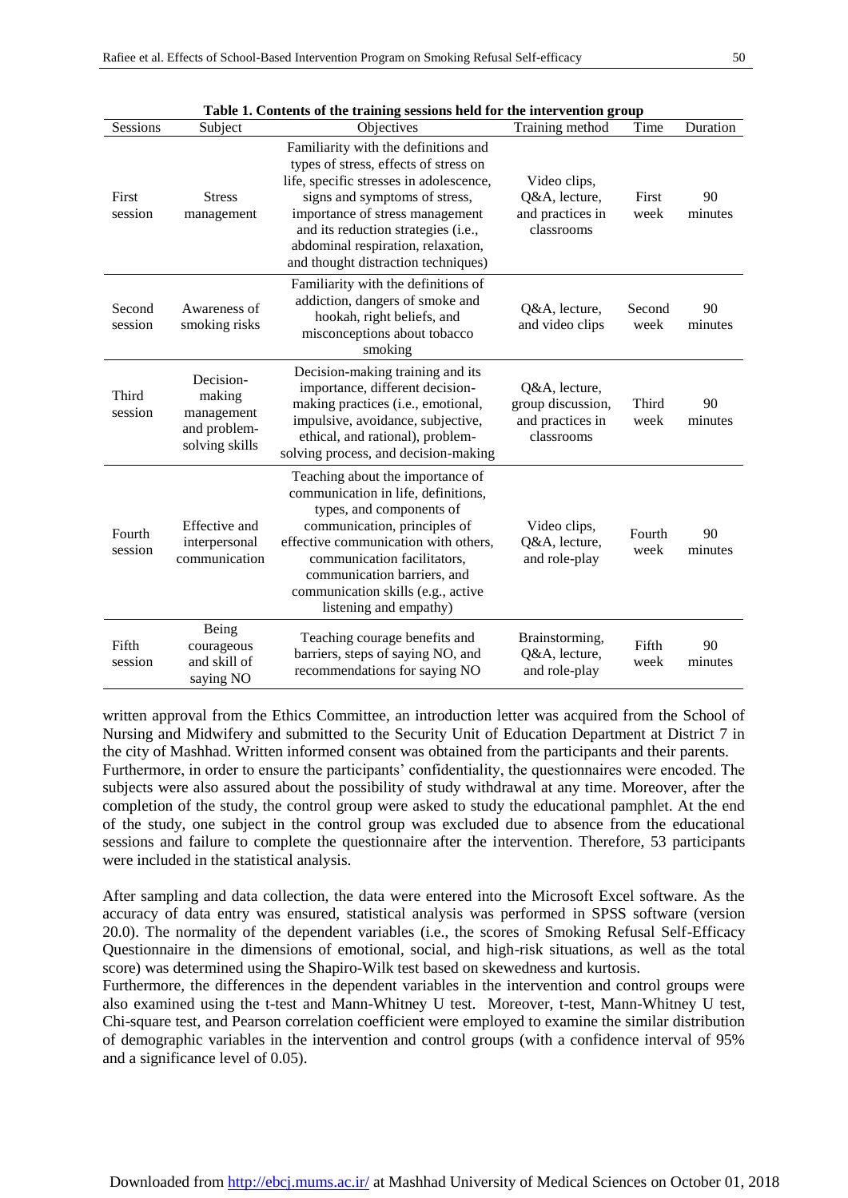**Table 1. Contents of the training sessions held for the intervention group**

| Sessions | Subject | Objectives | Training method | Time | Duration |
|---|---|---|---|---|---|
| First session | Stress management | Familiarity with the definitions and types of stress, effects of stress on life, specific stresses in adolescence, signs and symptoms of stress, importance of stress management and its reduction strategies (i.e., abdominal respiration, relaxation, and thought distraction techniques) | Video clips, Q&A, lecture, and practices in classrooms | First week | 90 minutes |
| Second session | Awareness of smoking risks | Familiarity with the definitions of addiction, dangers of smoke and hookah, right beliefs, and misconceptions about tobacco smoking | Q&A, lecture, and video clips | Second week | 90 minutes |
| Third session | Decision-making management and problem-solving skills | Decision-making training and its importance, different decision-making practices (i.e., emotional, impulsive, avoidance, subjective, ethical, and rational), problem-solving process, and decision-making | Q&A, lecture, group discussion, and practices in classrooms | Third week | 90 minutes |
| Fourth session | Effective and interpersonal communication | Teaching about the importance of communication in life, definitions, types, and components of communication, principles of effective communication with others, communication facilitators, communication barriers, and communication skills (e.g., active listening and empathy) | Video clips, Q&A, lecture, and role-play | Fourth week | 90 minutes |
| Fifth session | Being courageous and skill of saying NO | Teaching courage benefits and barriers, steps of saying NO, and recommendations for saying NO | Brainstorming, Q&A, lecture, and role-play | Fifth week | 90 minutes |

written approval from the Ethics Committee, an introduction letter was acquired from the School of Nursing and Midwifery and submitted to the Security Unit of Education Department at District 7 in the city of Mashhad. Written informed consent was obtained from the participants and their parents. Furthermore, in order to ensure the participants' confidentiality, the questionnaires were encoded. The subjects were also assured about the possibility of study withdrawal at any time. Moreover, after the completion of the study, the control group were asked to study the educational pamphlet. At the end of the study, one subject in the control group was excluded due to absence from the educational sessions and failure to complete the questionnaire after the intervention. Therefore, 53 participants were included in the statistical analysis.

After sampling and data collection, the data were entered into the Microsoft Excel software. As the accuracy of data entry was ensured, statistical analysis was performed in SPSS software (version 20.0). The normality of the dependent variables (i.e., the scores of Smoking Refusal Self-Efficacy Questionnaire in the dimensions of emotional, social, and high-risk situations, as well as the total score) was determined using the Shapiro-Wilk test based on skewness and kurtosis.

Furthermore, the differences in the dependent variables in the intervention and control groups were also examined using the t-test and Mann-Whitney U test. Moreover, t-test, Mann-Whitney U test, Chi-square test, and Pearson correlation coefficient were employed to examine the similar distribution of demographic variables in the intervention and control groups (with a confidence interval of 95% and a significance level of 0.05).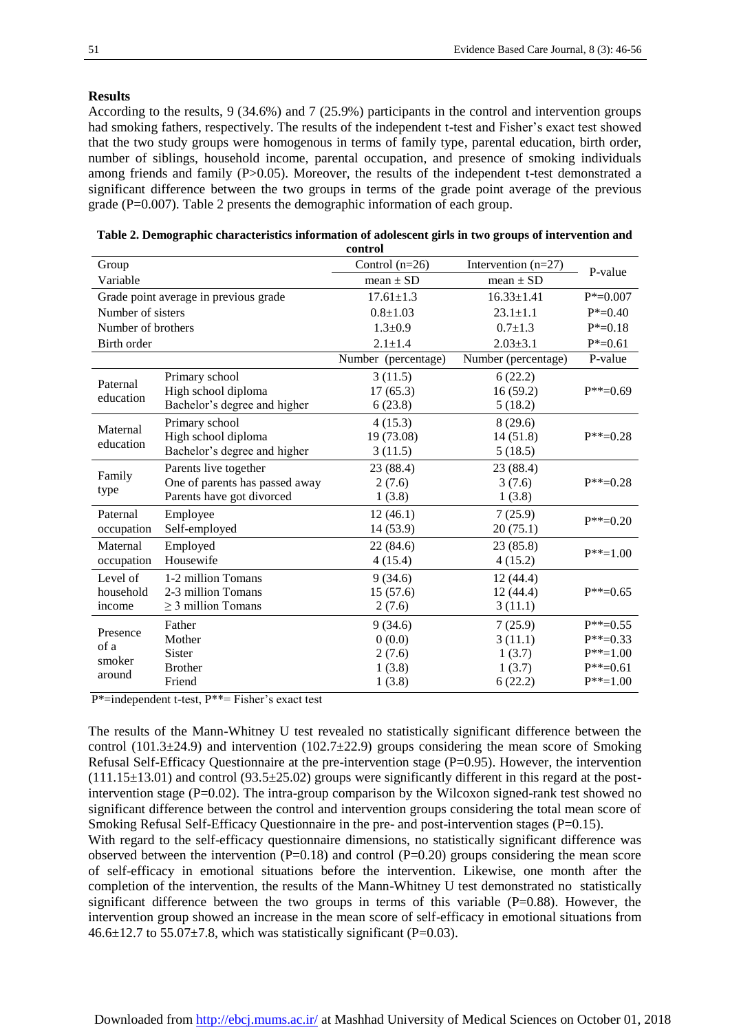## Results

According to the results, 9 (34.6%) and 7 (25.9%) participants in the control and intervention groups had smoking fathers, respectively. The results of the independent t-test and Fisher's exact test showed that the two study groups were homogenous in terms of family type, parental education, birth order, number of siblings, household income, parental occupation, and presence of smoking individuals among friends and family (P>0.05). Moreover, the results of the independent t-test demonstrated a significant difference between the two groups in terms of the grade point average of the previous grade (P=0.007). Table 2 presents the demographic information of each group.

**Table 2. Demographic characteristics information of adolescent girls in two groups of intervention and control**

| Group / Variable | | Control (n=26) mean ± SD | Intervention (n=27) mean ± SD | P-value |
|---|---|---|---|---|
| Grade point average in previous grade | | 17.61±1.3 | 16.33±1.41 | P*=0.007 |
| Number of sisters | | 0.8±1.03 | 23.1±1.1 | P*=0.40 |
| Number of brothers | | 1.3±0.9 | 0.7±1.3 | P*=0.18 |
| Birth order | | 2.1±1.4 | 2.03±3.1 | P*=0.61 |
| | | Number (percentage) | Number (percentage) | P-value |
| Paternal education | Primary school | 3 (11.5) | 6 (22.2) | P**=0.69 |
| | High school diploma | 17 (65.3) | 16 (59.2) | |
| | Bachelor's degree and higher | 6 (23.8) | 5 (18.2) | |
| Maternal education | Primary school | 4 (15.3) | 8 (29.6) | P**=0.28 |
| | High school diploma | 19 (73.08) | 14 (51.8) | |
| | Bachelor's degree and higher | 3 (11.5) | 5 (18.5) | |
| Family type | Parents live together | 23 (88.4) | 23 (88.4) | P**=0.28 |
| | One of parents has passed away | 2 (7.6) | 3 (7.6) | |
| | Parents have got divorced | 1 (3.8) | 1 (3.8) | |
| Paternal occupation | Employee | 12 (46.1) | 7 (25.9) | P**=0.20 |
| | Self-employed | 14 (53.9) | 20 (75.1) | |
| Maternal occupation | Employed | 22 (84.6) | 23 (85.8) | P**=1.00 |
| | Housewife | 4 (15.4) | 4 (15.2) | |
| Level of household income | 1-2 million Tomans | 9 (34.6) | 12 (44.4) | P**=0.65 |
| | 2-3 million Tomans | 15 (57.6) | 12 (44.4) | |
| | ≥ 3 million Tomans | 2 (7.6) | 3 (11.1) | |
| Presence of a smoker around | Father | 9 (34.6) | 7 (25.9) | P**=0.55 |
| | Mother | 0 (0.0) | 3 (11.1) | P**=0.33 |
| | Sister | 2 (7.6) | 1 (3.7) | P**=1.00 |
| | Brother | 1 (3.8) | 1 (3.7) | P**=0.61 |
| | Friend | 1 (3.8) | 6 (22.2) | P**=1.00 |

P*=independent t-test, P**= Fisher's exact test

The results of the Mann-Whitney U test revealed no statistically significant difference between the control (101.3±24.9) and intervention (102.7±22.9) groups considering the mean score of Smoking Refusal Self-Efficacy Questionnaire at the pre-intervention stage (P=0.95). However, the intervention (111.15±13.01) and control (93.5±25.02) groups were significantly different in this regard at the post-intervention stage (P=0.02). The intra-group comparison by the Wilcoxon signed-rank test showed no significant difference between the control and intervention groups considering the total mean score of Smoking Refusal Self-Efficacy Questionnaire in the pre- and post-intervention stages (P=0.15).

With regard to the self-efficacy questionnaire dimensions, no statistically significant difference was observed between the intervention (P=0.18) and control (P=0.20) groups considering the mean score of self-efficacy in emotional situations before the intervention. Likewise, one month after the completion of the intervention, the results of the Mann-Whitney U test demonstrated no statistically significant difference between the two groups in terms of this variable (P=0.88). However, the intervention group showed an increase in the mean score of self-efficacy in emotional situations from 46.6±12.7 to 55.07±7.8, which was statistically significant (P=0.03).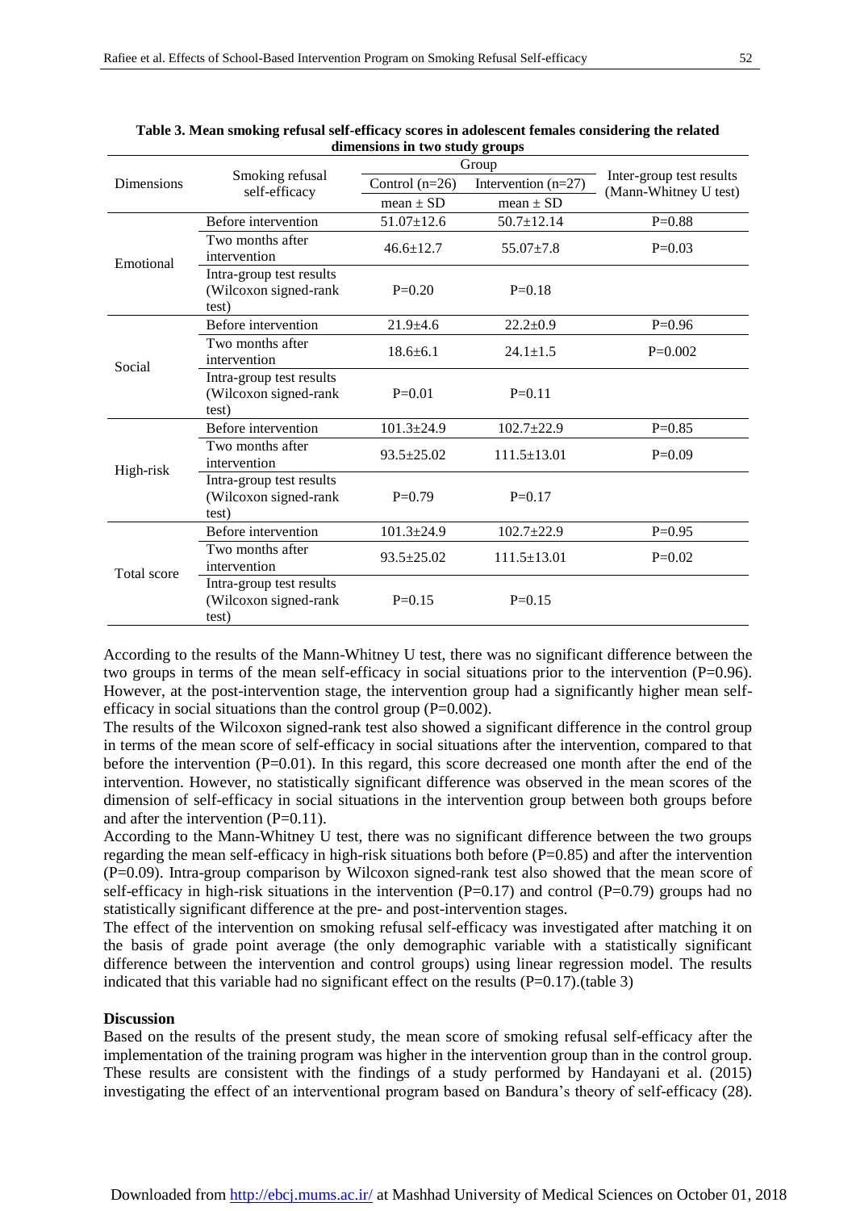**Table 3. Mean smoking refusal self-efficacy scores in adolescent females considering the related dimensions in two study groups**

| Dimensions | Smoking refusal self-efficacy | Group | | Inter-group test results (Mann-Whitney U test) |
|---|---|---|---|---|
| | | Control (n=26) | Intervention (n=27) | |
| | | mean ± SD | mean ± SD | |
| Emotional | Before intervention | 51.07±12.6 | 50.7±12.14 | P=0.88 |
| | Two months after intervention | 46.6±12.7 | 55.07±7.8 | P=0.03 |
| | Intra-group test results (Wilcoxon signed-rank test) | P=0.20 | P=0.18 | |
| Social | Before intervention | 21.9±4.6 | 22.2±0.9 | P=0.96 |
| | Two months after intervention | 18.6±6.1 | 24.1±1.5 | P=0.002 |
| | Intra-group test results (Wilcoxon signed-rank test) | P=0.01 | P=0.11 | |
| High-risk | Before intervention | 101.3±24.9 | 102.7±22.9 | P=0.85 |
| | Two months after intervention | 93.5±25.02 | 111.5±13.01 | P=0.09 |
| | Intra-group test results (Wilcoxon signed-rank test) | P=0.79 | P=0.17 | |
| Total score | Before intervention | 101.3±24.9 | 102.7±22.9 | P=0.95 |
| | Two months after intervention | 93.5±25.02 | 111.5±13.01 | P=0.02 |
| | Intra-group test results (Wilcoxon signed-rank test) | P=0.15 | P=0.15 | |

According to the results of the Mann-Whitney U test, there was no significant difference between the two groups in terms of the mean self-efficacy in social situations prior to the intervention (P=0.96). However, at the post-intervention stage, the intervention group had a significantly higher mean self-efficacy in social situations than the control group (P=0.002).

The results of the Wilcoxon signed-rank test also showed a significant difference in the control group in terms of the mean score of self-efficacy in social situations after the intervention, compared to that before the intervention (P=0.01). In this regard, this score decreased one month after the end of the intervention. However, no statistically significant difference was observed in the mean scores of the dimension of self-efficacy in social situations in the intervention group between both groups before and after the intervention (P=0.11).

According to the Mann-Whitney U test, there was no significant difference between the two groups regarding the mean self-efficacy in high-risk situations both before (P=0.85) and after the intervention (P=0.09). Intra-group comparison by Wilcoxon signed-rank test also showed that the mean score of self-efficacy in high-risk situations in the intervention (P=0.17) and control (P=0.79) groups had no statistically significant difference at the pre- and post-intervention stages.

The effect of the intervention on smoking refusal self-efficacy was investigated after matching it on the basis of grade point average (the only demographic variable with a statistically significant difference between the intervention and control groups) using linear regression model. The results indicated that this variable had no significant effect on the results (P=0.17).(table 3)

## Discussion

Based on the results of the present study, the mean score of smoking refusal self-efficacy after the implementation of the training program was higher in the intervention group than in the control group. These results are consistent with the findings of a study performed by Handayani et al. (2015) investigating the effect of an interventional program based on Bandura's theory of self-efficacy (28).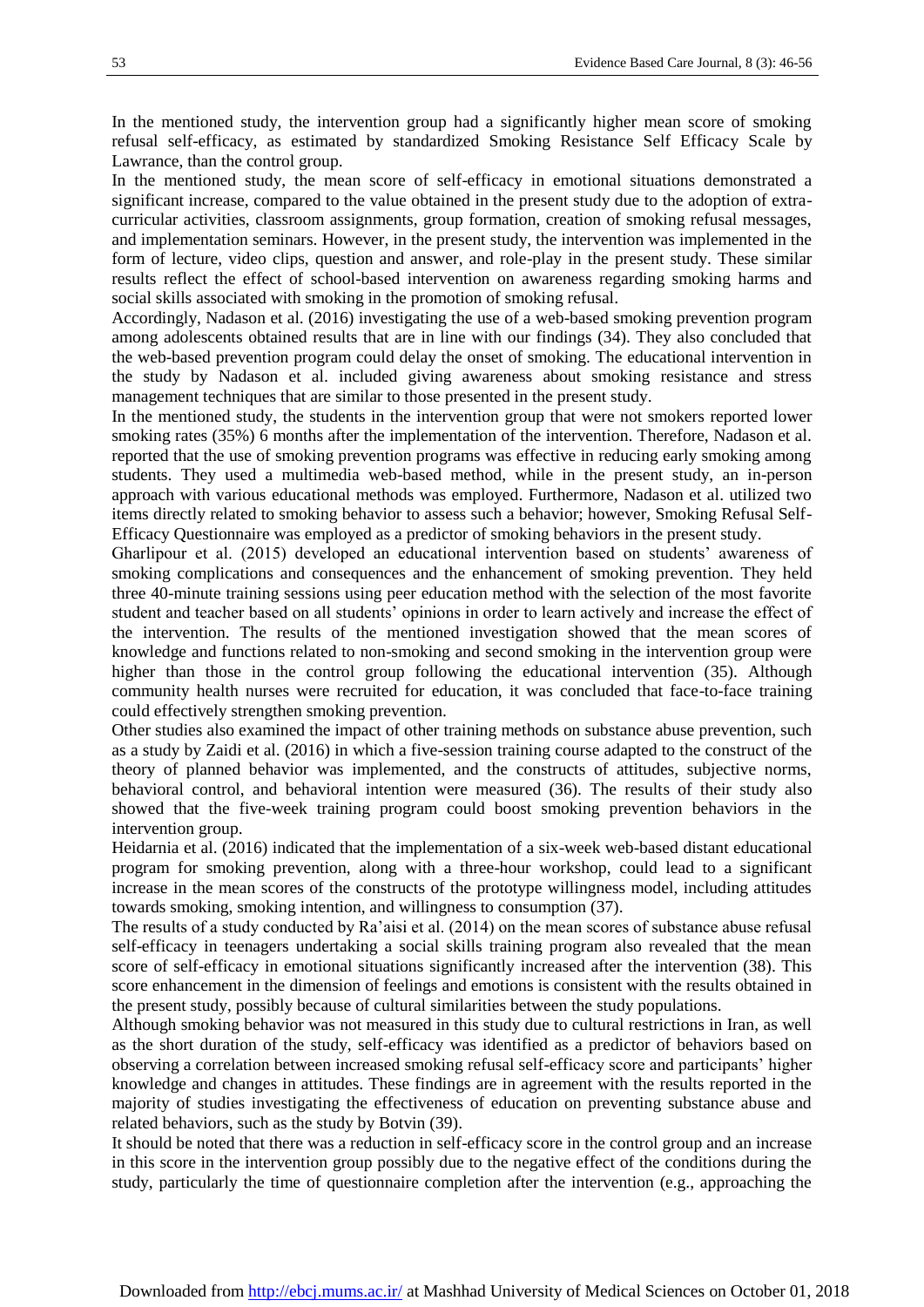In the mentioned study, the intervention group had a significantly higher mean score of smoking refusal self-efficacy, as estimated by standardized Smoking Resistance Self Efficacy Scale by Lawrance, than the control group.

In the mentioned study, the mean score of self-efficacy in emotional situations demonstrated a significant increase, compared to the value obtained in the present study due to the adoption of extra-curricular activities, classroom assignments, group formation, creation of smoking refusal messages, and implementation seminars. However, in the present study, the intervention was implemented in the form of lecture, video clips, question and answer, and role-play in the present study. These similar results reflect the effect of school-based intervention on awareness regarding smoking harms and social skills associated with smoking in the promotion of smoking refusal.

Accordingly, Nadason et al. (2016) investigating the use of a web-based smoking prevention program among adolescents obtained results that are in line with our findings (34). They also concluded that the web-based prevention program could delay the onset of smoking. The educational intervention in the study by Nadason et al. included giving awareness about smoking resistance and stress management techniques that are similar to those presented in the present study.

In the mentioned study, the students in the intervention group that were not smokers reported lower smoking rates (35%) 6 months after the implementation of the intervention. Therefore, Nadason et al. reported that the use of smoking prevention programs was effective in reducing early smoking among students. They used a multimedia web-based method, while in the present study, an in-person approach with various educational methods was employed. Furthermore, Nadason et al. utilized two items directly related to smoking behavior to assess such a behavior; however, Smoking Refusal Self-Efficacy Questionnaire was employed as a predictor of smoking behaviors in the present study.

Gharlipour et al. (2015) developed an educational intervention based on students' awareness of smoking complications and consequences and the enhancement of smoking prevention. They held three 40-minute training sessions using peer education method with the selection of the most favorite student and teacher based on all students' opinions in order to learn actively and increase the effect of the intervention. The results of the mentioned investigation showed that the mean scores of knowledge and functions related to non-smoking and second smoking in the intervention group were higher than those in the control group following the educational intervention (35). Although community health nurses were recruited for education, it was concluded that face-to-face training could effectively strengthen smoking prevention.

Other studies also examined the impact of other training methods on substance abuse prevention, such as a study by Zaidi et al. (2016) in which a five-session training course adapted to the construct of the theory of planned behavior was implemented, and the constructs of attitudes, subjective norms, behavioral control, and behavioral intention were measured (36). The results of their study also showed that the five-week training program could boost smoking prevention behaviors in the intervention group.

Heidarnia et al. (2016) indicated that the implementation of a six-week web-based distant educational program for smoking prevention, along with a three-hour workshop, could lead to a significant increase in the mean scores of the constructs of the prototype willingness model, including attitudes towards smoking, smoking intention, and willingness to consumption (37).

The results of a study conducted by Ra'aisi et al. (2014) on the mean scores of substance abuse refusal self-efficacy in teenagers undertaking a social skills training program also revealed that the mean score of self-efficacy in emotional situations significantly increased after the intervention (38). This score enhancement in the dimension of feelings and emotions is consistent with the results obtained in the present study, possibly because of cultural similarities between the study populations.

Although smoking behavior was not measured in this study due to cultural restrictions in Iran, as well as the short duration of the study, self-efficacy was identified as a predictor of behaviors based on observing a correlation between increased smoking refusal self-efficacy score and participants' higher knowledge and changes in attitudes. These findings are in agreement with the results reported in the majority of studies investigating the effectiveness of education on preventing substance abuse and related behaviors, such as the study by Botvin (39).

It should be noted that there was a reduction in self-efficacy score in the control group and an increase in this score in the intervention group possibly due to the negative effect of the conditions during the study, particularly the time of questionnaire completion after the intervention (e.g., approaching the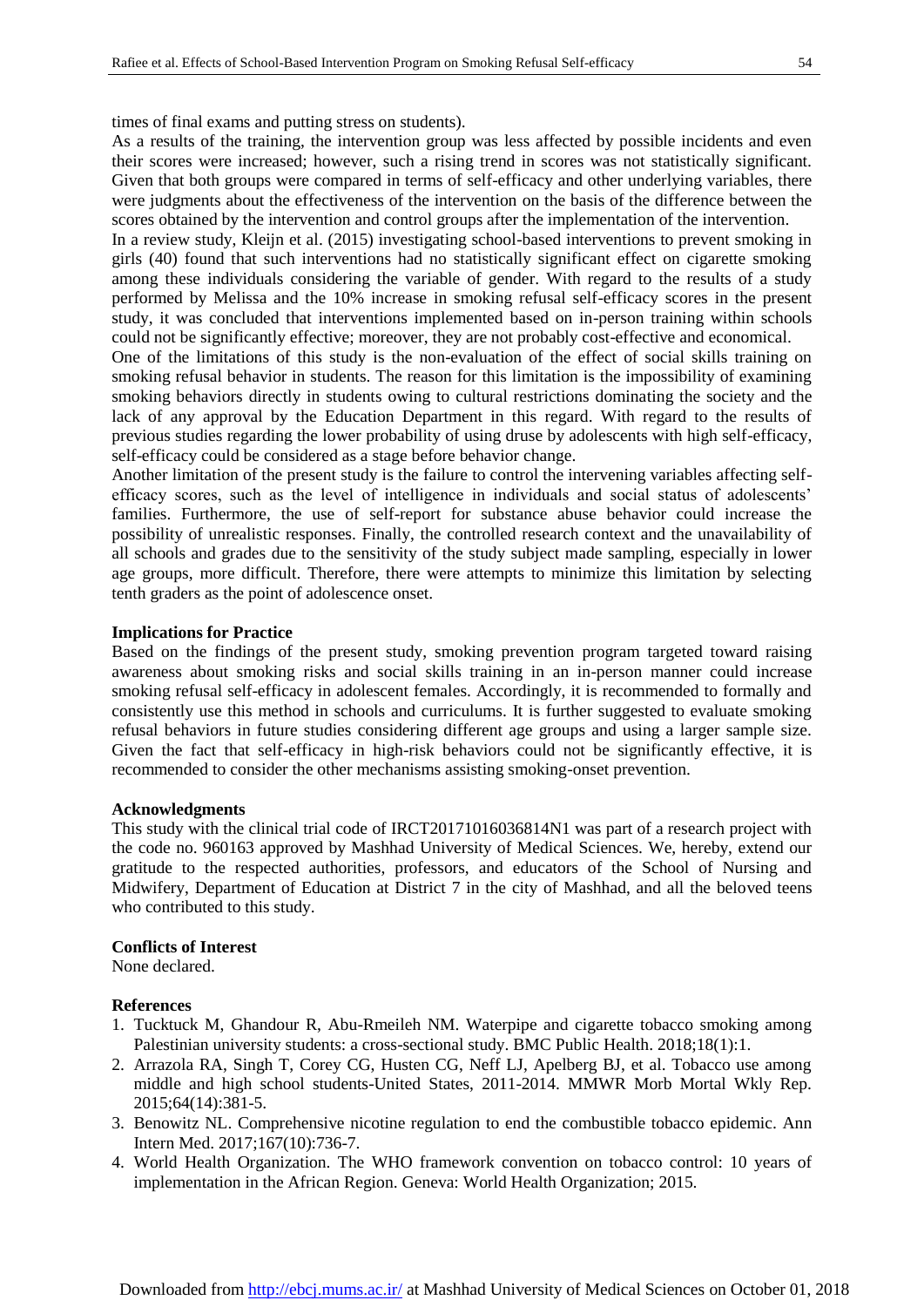times of final exams and putting stress on students).

As a results of the training, the intervention group was less affected by possible incidents and even their scores were increased; however, such a rising trend in scores was not statistically significant. Given that both groups were compared in terms of self-efficacy and other underlying variables, there were judgments about the effectiveness of the intervention on the basis of the difference between the scores obtained by the intervention and control groups after the implementation of the intervention.

In a review study, Kleijn et al. (2015) investigating school-based interventions to prevent smoking in girls (40) found that such interventions had no statistically significant effect on cigarette smoking among these individuals considering the variable of gender. With regard to the results of a study performed by Melissa and the 10% increase in smoking refusal self-efficacy scores in the present study, it was concluded that interventions implemented based on in-person training within schools could not be significantly effective; moreover, they are not probably cost-effective and economical.

One of the limitations of this study is the non-evaluation of the effect of social skills training on smoking refusal behavior in students. The reason for this limitation is the impossibility of examining smoking behaviors directly in students owing to cultural restrictions dominating the society and the lack of any approval by the Education Department in this regard. With regard to the results of previous studies regarding the lower probability of using druse by adolescents with high self-efficacy, self-efficacy could be considered as a stage before behavior change.

Another limitation of the present study is the failure to control the intervening variables affecting self-efficacy scores, such as the level of intelligence in individuals and social status of adolescents' families. Furthermore, the use of self-report for substance abuse behavior could increase the possibility of unrealistic responses. Finally, the controlled research context and the unavailability of all schools and grades due to the sensitivity of the study subject made sampling, especially in lower age groups, more difficult. Therefore, there were attempts to minimize this limitation by selecting tenth graders as the point of adolescence onset.

**Implications for Practice**

Based on the findings of the present study, smoking prevention program targeted toward raising awareness about smoking risks and social skills training in an in-person manner could increase smoking refusal self-efficacy in adolescent females. Accordingly, it is recommended to formally and consistently use this method in schools and curriculums. It is further suggested to evaluate smoking refusal behaviors in future studies considering different age groups and using a larger sample size. Given the fact that self-efficacy in high-risk behaviors could not be significantly effective, it is recommended to consider the other mechanisms assisting smoking-onset prevention.

**Acknowledgments**

This study with the clinical trial code of IRCT20171016036814N1 was part of a research project with the code no. 960163 approved by Mashhad University of Medical Sciences. We, hereby, extend our gratitude to the respected authorities, professors, and educators of the School of Nursing and Midwifery, Department of Education at District 7 in the city of Mashhad, and all the beloved teens who contributed to this study.

**Conflicts of Interest**

None declared.

**References**

1. Tucktuck M, Ghandour R, Abu-Rmeileh NM. Waterpipe and cigarette tobacco smoking among Palestinian university students: a cross-sectional study. BMC Public Health. 2018;18(1):1.
2. Arrazola RA, Singh T, Corey CG, Husten CG, Neff LJ, Apelberg BJ, et al. Tobacco use among middle and high school students-United States, 2011-2014. MMWR Morb Mortal Wkly Rep. 2015;64(14):381-5.
3. Benowitz NL. Comprehensive nicotine regulation to end the combustible tobacco epidemic. Ann Intern Med. 2017;167(10):736-7.
4. World Health Organization. The WHO framework convention on tobacco control: 10 years of implementation in the African Region. Geneva: World Health Organization; 2015.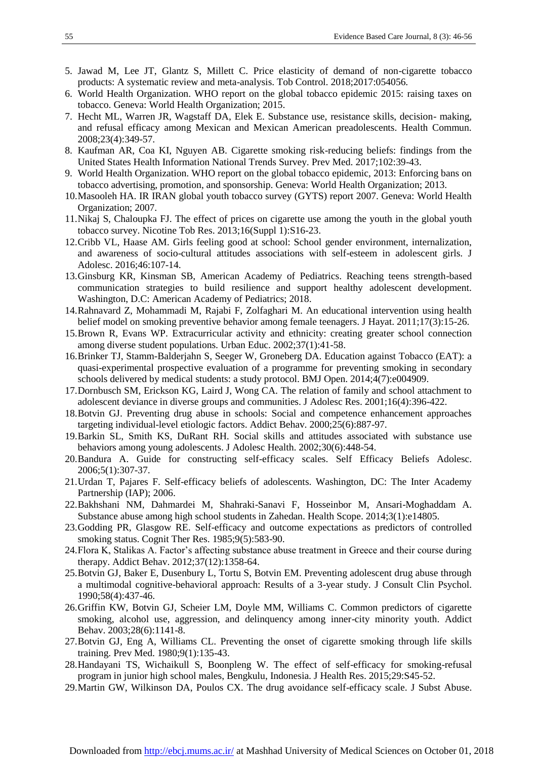5. Jawad M, Lee JT, Glantz S, Millett C. Price elasticity of demand of non-cigarette tobacco products: A systematic review and meta-analysis. Tob Control. 2018;2017:054056.
6. World Health Organization. WHO report on the global tobacco epidemic 2015: raising taxes on tobacco. Geneva: World Health Organization; 2015.
7. Hecht ML, Warren JR, Wagstaff DA, Elek E. Substance use, resistance skills, decision- making, and refusal efficacy among Mexican and Mexican American preadolescents. Health Commun. 2008;23(4):349-57.
8. Kaufman AR, Coa KI, Nguyen AB. Cigarette smoking risk-reducing beliefs: findings from the United States Health Information National Trends Survey. Prev Med. 2017;102:39-43.
9. World Health Organization. WHO report on the global tobacco epidemic, 2013: Enforcing bans on tobacco advertising, promotion, and sponsorship. Geneva: World Health Organization; 2013.
10. Masooleh HA. IR IRAN global youth tobacco survey (GYTS) report 2007. Geneva: World Health Organization; 2007.
11. Nikaj S, Chaloupka FJ. The effect of prices on cigarette use among the youth in the global youth tobacco survey. Nicotine Tob Res. 2013;16(Suppl 1):S16-23.
12. Cribb VL, Haase AM. Girls feeling good at school: School gender environment, internalization, and awareness of socio-cultural attitudes associations with self-esteem in adolescent girls. J Adolesc. 2016;46:107-14.
13. Ginsburg KR, Kinsman SB, American Academy of Pediatrics. Reaching teens strength-based communication strategies to build resilience and support healthy adolescent development. Washington, D.C: American Academy of Pediatrics; 2018.
14. Rahnavard Z, Mohammadi M, Rajabi F, Zolfaghari M. An educational intervention using health belief model on smoking preventive behavior among female teenagers. J Hayat. 2011;17(3):15-26.
15. Brown R, Evans WP. Extracurricular activity and ethnicity: creating greater school connection among diverse student populations. Urban Educ. 2002;37(1):41-58.
16. Brinker TJ, Stamm-Balderjahn S, Seeger W, Groneberg DA. Education against Tobacco (EAT): a quasi-experimental prospective evaluation of a programme for preventing smoking in secondary schools delivered by medical students: a study protocol. BMJ Open. 2014;4(7):e004909.
17. Dornbusch SM, Erickson KG, Laird J, Wong CA. The relation of family and school attachment to adolescent deviance in diverse groups and communities. J Adolesc Res. 2001;16(4):396-422.
18. Botvin GJ. Preventing drug abuse in schools: Social and competence enhancement approaches targeting individual-level etiologic factors. Addict Behav. 2000;25(6):887-97.
19. Barkin SL, Smith KS, DuRant RH. Social skills and attitudes associated with substance use behaviors among young adolescents. J Adolesc Health. 2002;30(6):448-54.
20. Bandura A. Guide for constructing self-efficacy scales. Self Efficacy Beliefs Adolesc. 2006;5(1):307-37.
21. Urdan T, Pajares F. Self-efficacy beliefs of adolescents. Washington, DC: The Inter Academy Partnership (IAP); 2006.
22. Bakhshani NM, Dahmardei M, Shahraki-Sanavi F, Hosseinbor M, Ansari-Moghaddam A. Substance abuse among high school students in Zahedan. Health Scope. 2014;3(1):e14805.
23. Godding PR, Glasgow RE. Self-efficacy and outcome expectations as predictors of controlled smoking status. Cognit Ther Res. 1985;9(5):583-90.
24. Flora K, Stalikas A. Factor's affecting substance abuse treatment in Greece and their course during therapy. Addict Behav. 2012;37(12):1358-64.
25. Botvin GJ, Baker E, Dusenbury L, Tortu S, Botvin EM. Preventing adolescent drug abuse through a multimodal cognitive-behavioral approach: Results of a 3-year study. J Consult Clin Psychol. 1990;58(4):437-46.
26. Griffin KW, Botvin GJ, Scheier LM, Doyle MM, Williams C. Common predictors of cigarette smoking, alcohol use, aggression, and delinquency among inner-city minority youth. Addict Behav. 2003;28(6):1141-8.
27. Botvin GJ, Eng A, Williams CL. Preventing the onset of cigarette smoking through life skills training. Prev Med. 1980;9(1):135-43.
28. Handayani TS, Wichaikull S, Boonpleng W. The effect of self-efficacy for smoking-refusal program in junior high school males, Bengkulu, Indonesia. J Health Res. 2015;29:S45-52.
29. Martin GW, Wilkinson DA, Poulos CX. The drug avoidance self-efficacy scale. J Subst Abuse.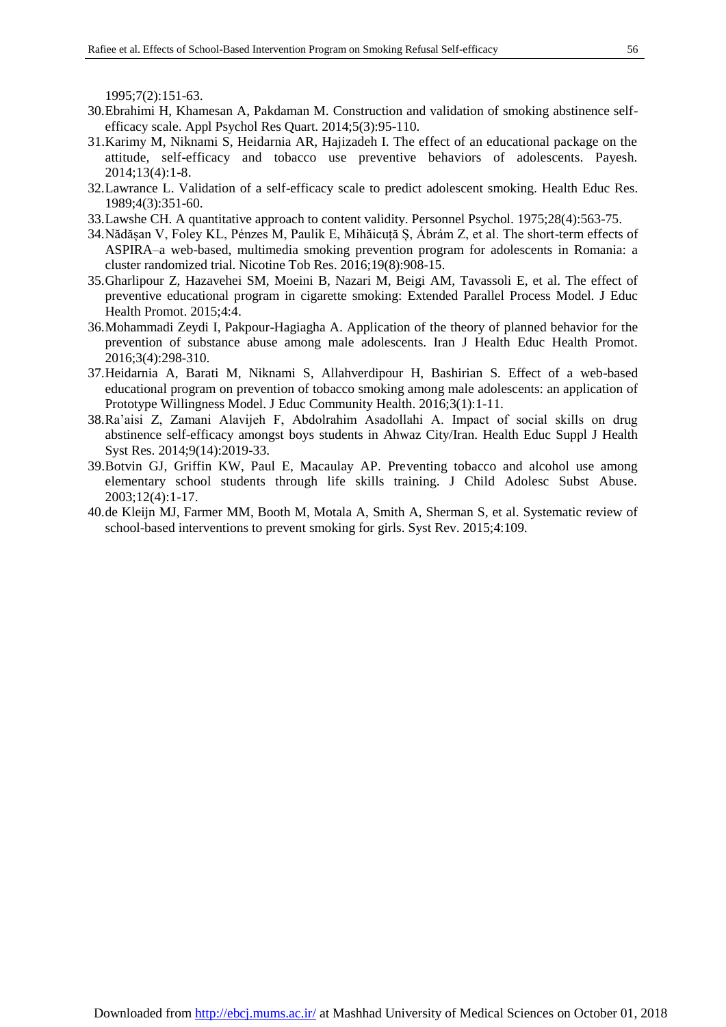1995;7(2):151-63.

30. Ebrahimi H, Khamesan A, Pakdaman M. Construction and validation of smoking abstinence self-efficacy scale. Appl Psychol Res Quart. 2014;5(3):95-110.
31. Karimy M, Niknami S, Heidarnia AR, Hajizadeh I. The effect of an educational package on the attitude, self-efficacy and tobacco use preventive behaviors of adolescents. Payesh. 2014;13(4):1-8.
32. Lawrance L. Validation of a self-efficacy scale to predict adolescent smoking. Health Educ Res. 1989;4(3):351-60.
33. Lawshe CH. A quantitative approach to content validity. Personnel Psychol. 1975;28(4):563-75.
34. Nădășan V, Foley KL, Pénzes M, Paulik E, Mihăicuță Ș, Ábrám Z, et al. The short-term effects of ASPIRA–a web-based, multimedia smoking prevention program for adolescents in Romania: a cluster randomized trial. Nicotine Tob Res. 2016;19(8):908-15.
35. Gharlipour Z, Hazavehei SM, Moeini B, Nazari M, Beigi AM, Tavassoli E, et al. The effect of preventive educational program in cigarette smoking: Extended Parallel Process Model. J Educ Health Promot. 2015;4:4.
36. Mohammadi Zeydi I, Pakpour-Hagiagha A. Application of the theory of planned behavior for the prevention of substance abuse among male adolescents. Iran J Health Educ Health Promot. 2016;3(4):298-310.
37. Heidarnia A, Barati M, Niknami S, Allahverdipour H, Bashirian S. Effect of a web-based educational program on prevention of tobacco smoking among male adolescents: an application of Prototype Willingness Model. J Educ Community Health. 2016;3(1):1-11.
38. Ra'aisi Z, Zamani Alavijeh F, Abdolrahim Asadollahi A. Impact of social skills on drug abstinence self-efficacy amongst boys students in Ahwaz City/Iran. Health Educ Suppl J Health Syst Res. 2014;9(14):2019-33.
39. Botvin GJ, Griffin KW, Paul E, Macaulay AP. Preventing tobacco and alcohol use among elementary school students through life skills training. J Child Adolesc Subst Abuse. 2003;12(4):1-17.
40. de Kleijn MJ, Farmer MM, Booth M, Motala A, Smith A, Sherman S, et al. Systematic review of school-based interventions to prevent smoking for girls. Syst Rev. 2015;4:109.